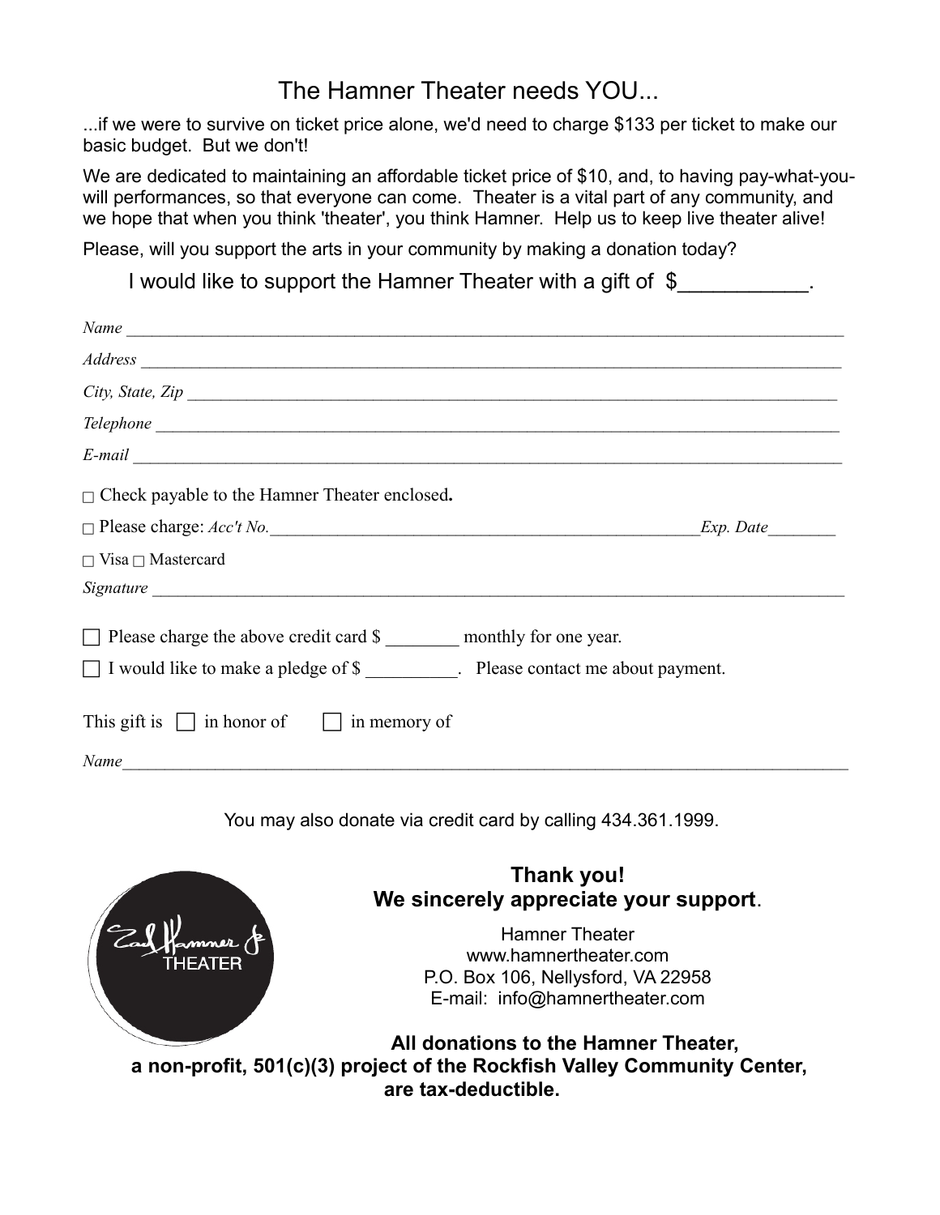# The Hamner Theater needs YOU...

...if we were to survive on ticket price alone, we'd need to charge $133 per ticket to make our basic budget. But we don't!

We are dedicated to maintaining an affordable ticket price of $10, and, to having pay-what-you-will performances, so that everyone can come. Theater is a vital part of any community, and we hope that when you think 'theater', you think Hamner. Help us to keep live theater alive!

Please, will you support the arts in your community by making a donation today?

I would like to support the Hamner Theater with a gift of $___________.

*Name* ______________________________________________________________________________

*Address* ____________________________________________________________________________

*City, State, Zip* _______________________________________________________________________

*Telephone* __________________________________________________________________________

*E-mail* _____________________________________________________________________________

□ Check payable to the Hamner Theater enclosed**.**

□ Please charge: *Acc't No.*_______________________________________________*Exp. Date*________

□ Visa □ Mastercard

*Signature* ___________________________________________________________________________

□ Please charge the above credit card $ ________ monthly for one year.

□ I would like to make a pledge of $ __________. Please contact me about payment.

This gift is □ in honor of □ in memory of

*Name*_______________________________________________________________________________

You may also donate via credit card by calling 434.361.1999.

Earl Hamner Jr THEATER

**Thank you!**
**We sincerely appreciate your support**.

Hamner Theater
www.hamnertheater.com
P.O. Box 106, Nellysford, VA 22958
E-mail: info@hamnertheater.com

**All donations to the Hamner Theater, a non-profit, 501(c)(3) project of the Rockfish Valley Community Center, are tax-deductible.**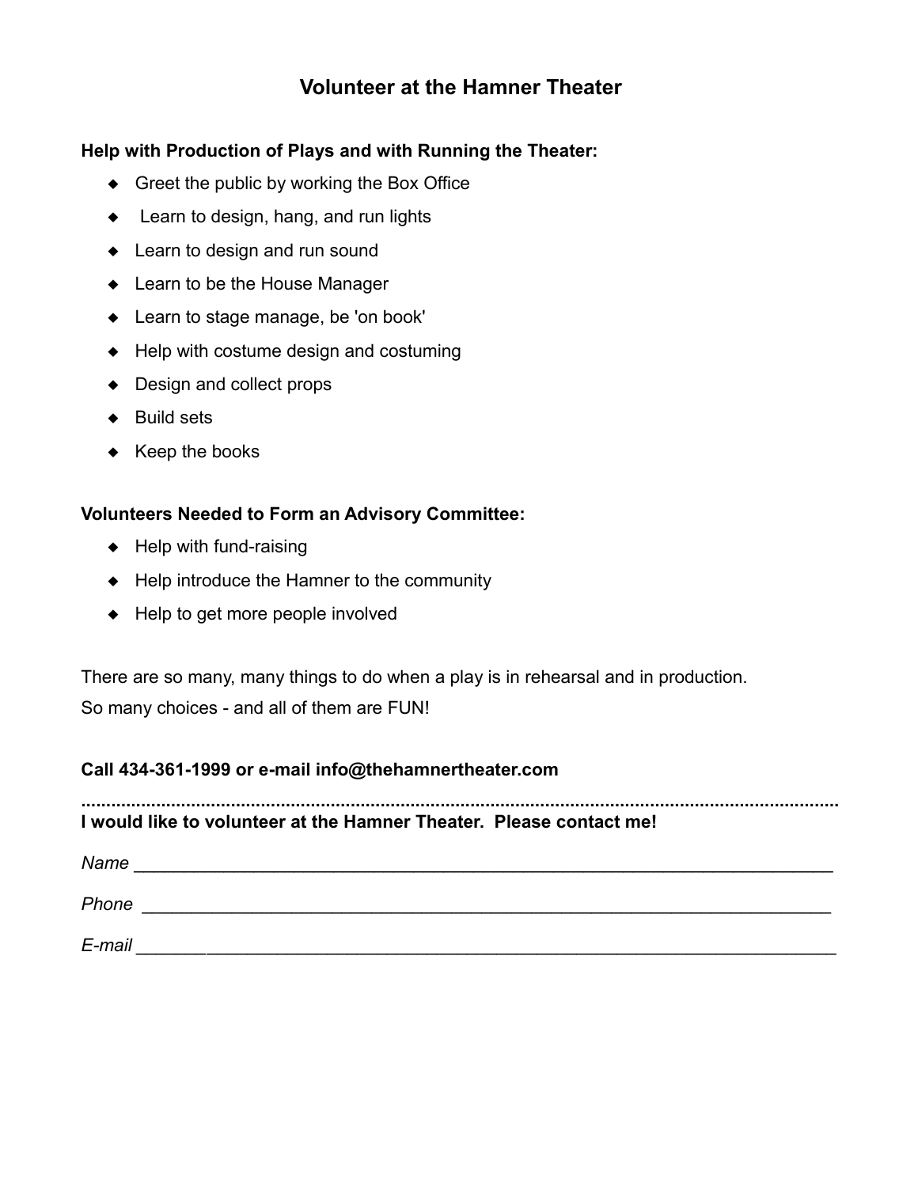# Volunteer at the Hamner Theater

**Help with Production of Plays and with Running the Theater:**

- Greet the public by working the Box Office
- Learn to design, hang, and run lights
- Learn to design and run sound
- Learn to be the House Manager
- Learn to stage manage, be 'on book'
- Help with costume design and costuming
- Design and collect props
- Build sets
- Keep the books

**Volunteers Needed to Form an Advisory Committee:**

- Help with fund-raising
- Help introduce the Hamner to the community
- Help to get more people involved

There are so many, many things to do when a play is in rehearsal and in production.
So many choices - and all of them are FUN!

**Call 434-361-1999 or e-mail info@thehamnertheater.com**

**.................................................................................................................................................**

**I would like to volunteer at the Hamner Theater. Please contact me!**

*Name* ______________________________________________________________________

*Phone* _____________________________________________________________________

*E-mail* _____________________________________________________________________